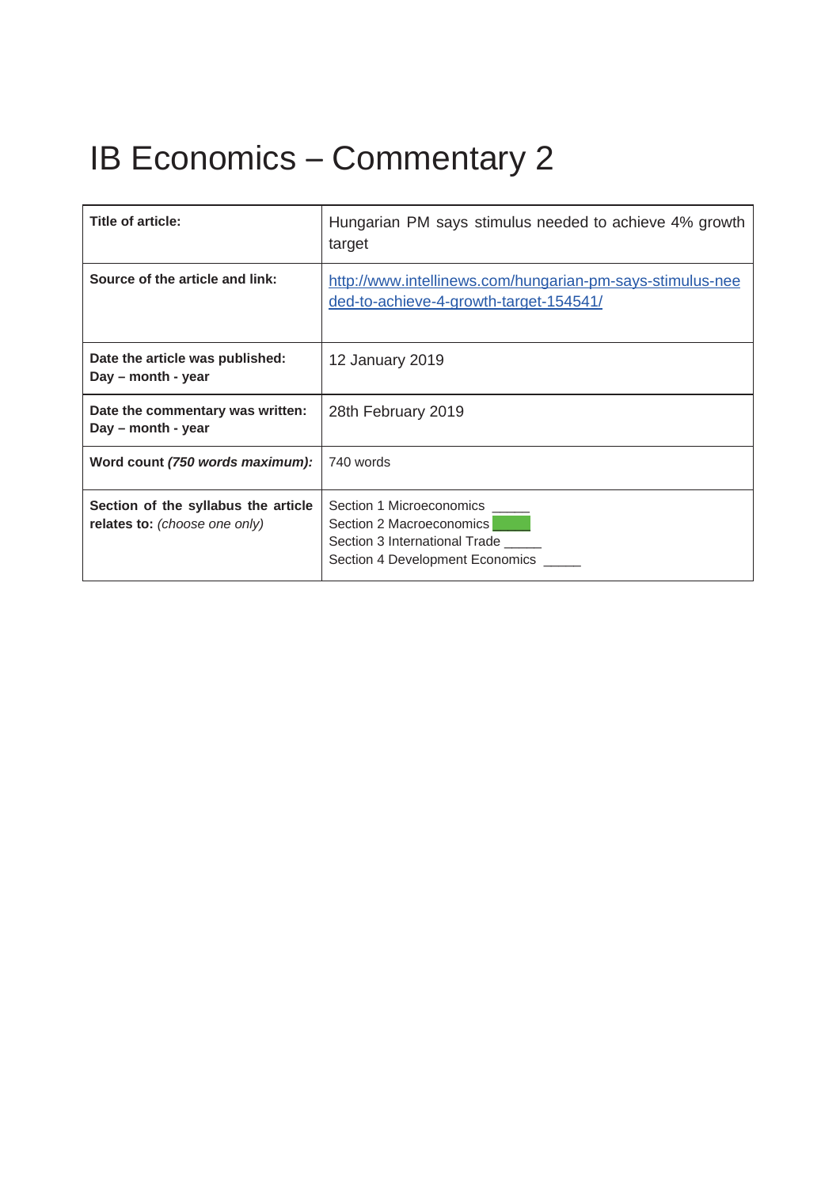# IB Economics – Commentary 2

| **Title of article:** | Hungarian PM says stimulus needed to achieve 4% growth target |
| --- | --- |
| **Source of the article and link:** | [http://www.intellinews.com/hungarian-pm-says-stimulus-needed-to-achieve-4-growth-target-154541/](http://www.intellinews.com/hungarian-pm-says-stimulus-needed-to-achieve-4-growth-target-154541/) |
| **Date the article was published: Day – month - year** | 12 January 2019 |
| **Date the commentary was written: Day – month - year** | 28th February 2019 |
| **Word count *(750 words maximum):*** | 740 words |
| **Section of the syllabus the article relates to:** *(choose one only)* | Section 1 Microeconomics _____<br>Section 2 Macroeconomics ✓ (highlighted)<br>Section 3 International Trade _____<br>Section 4 Development Economics _____ |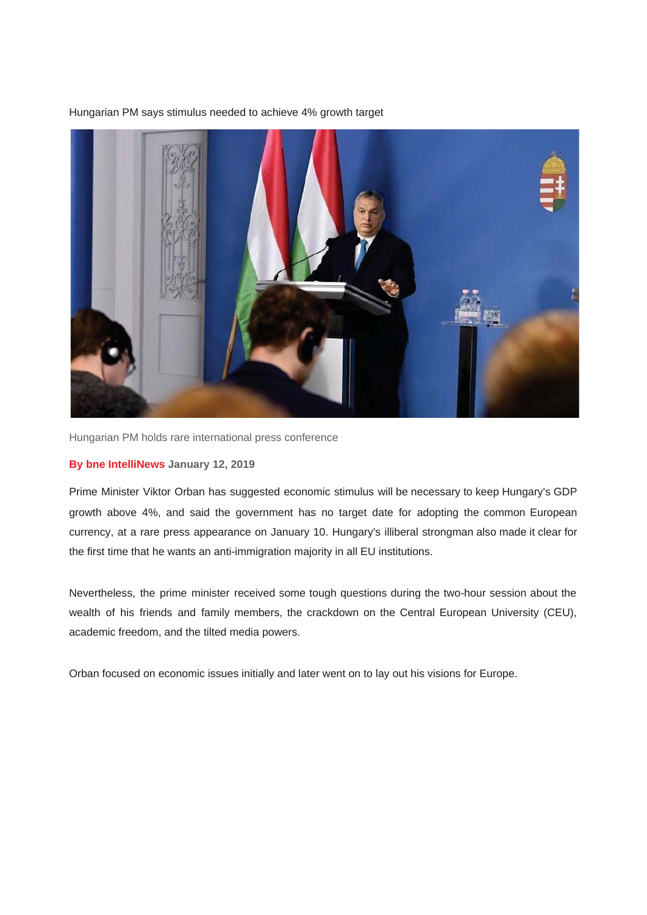Hungarian PM says stimulus needed to achieve 4% growth target

Hungarian PM holds rare international press conference

**By bne IntelliNews** **January 12, 2019**

Prime Minister Viktor Orban has suggested economic stimulus will be necessary to keep Hungary's GDP growth above 4%, and said the government has no target date for adopting the common European currency, at a rare press appearance on January 10. Hungary's illiberal strongman also made it clear for the first time that he wants an anti-immigration majority in all EU institutions.

Nevertheless, the prime minister received some tough questions during the two-hour session about the wealth of his friends and family members, the crackdown on the Central European University (CEU), academic freedom, and the tilted media powers.

Orban focused on economic issues initially and later went on to lay out his visions for Europe.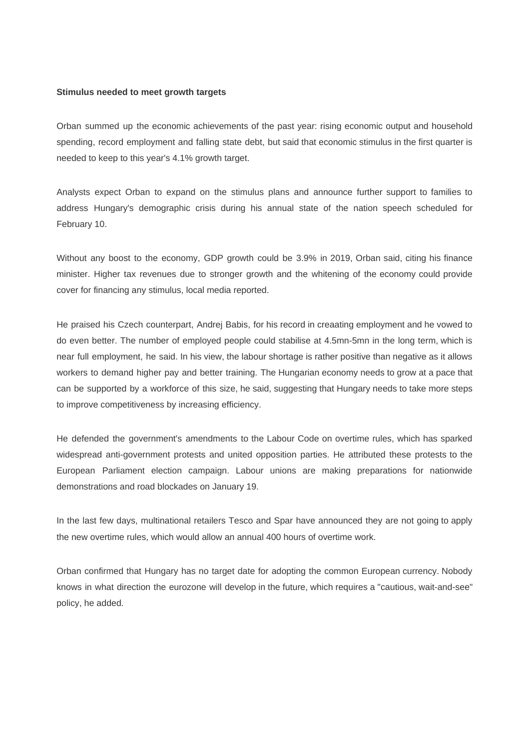**Stimulus needed to meet growth targets**

Orban summed up the economic achievements of the past year: rising economic output and household spending, record employment and falling state debt, but said that economic stimulus in the first quarter is needed to keep to this year's 4.1% growth target.

Analysts expect Orban to expand on the stimulus plans and announce further support to families to address Hungary's demographic crisis during his annual state of the nation speech scheduled for February 10.

Without any boost to the economy, GDP growth could be 3.9% in 2019, Orban said, citing his finance minister. Higher tax revenues due to stronger growth and the whitening of the economy could provide cover for financing any stimulus, local media reported.

He praised his Czech counterpart, Andrej Babis, for his record in creaating employment and he vowed to do even better. The number of employed people could stabilise at 4.5mn-5mn in the long term, which is near full employment, he said. In his view, the labour shortage is rather positive than negative as it allows workers to demand higher pay and better training. The Hungarian economy needs to grow at a pace that can be supported by a workforce of this size, he said, suggesting that Hungary needs to take more steps to improve competitiveness by increasing efficiency.

He defended the government's amendments to the Labour Code on overtime rules, which has sparked widespread anti-government protests and united opposition parties. He attributed these protests to the European Parliament election campaign. Labour unions are making preparations for nationwide demonstrations and road blockades on January 19.

In the last few days, multinational retailers Tesco and Spar have announced they are not going to apply the new overtime rules, which would allow an annual 400 hours of overtime work.

Orban confirmed that Hungary has no target date for adopting the common European currency. Nobody knows in what direction the eurozone will develop in the future, which requires a "cautious, wait-and-see" policy, he added.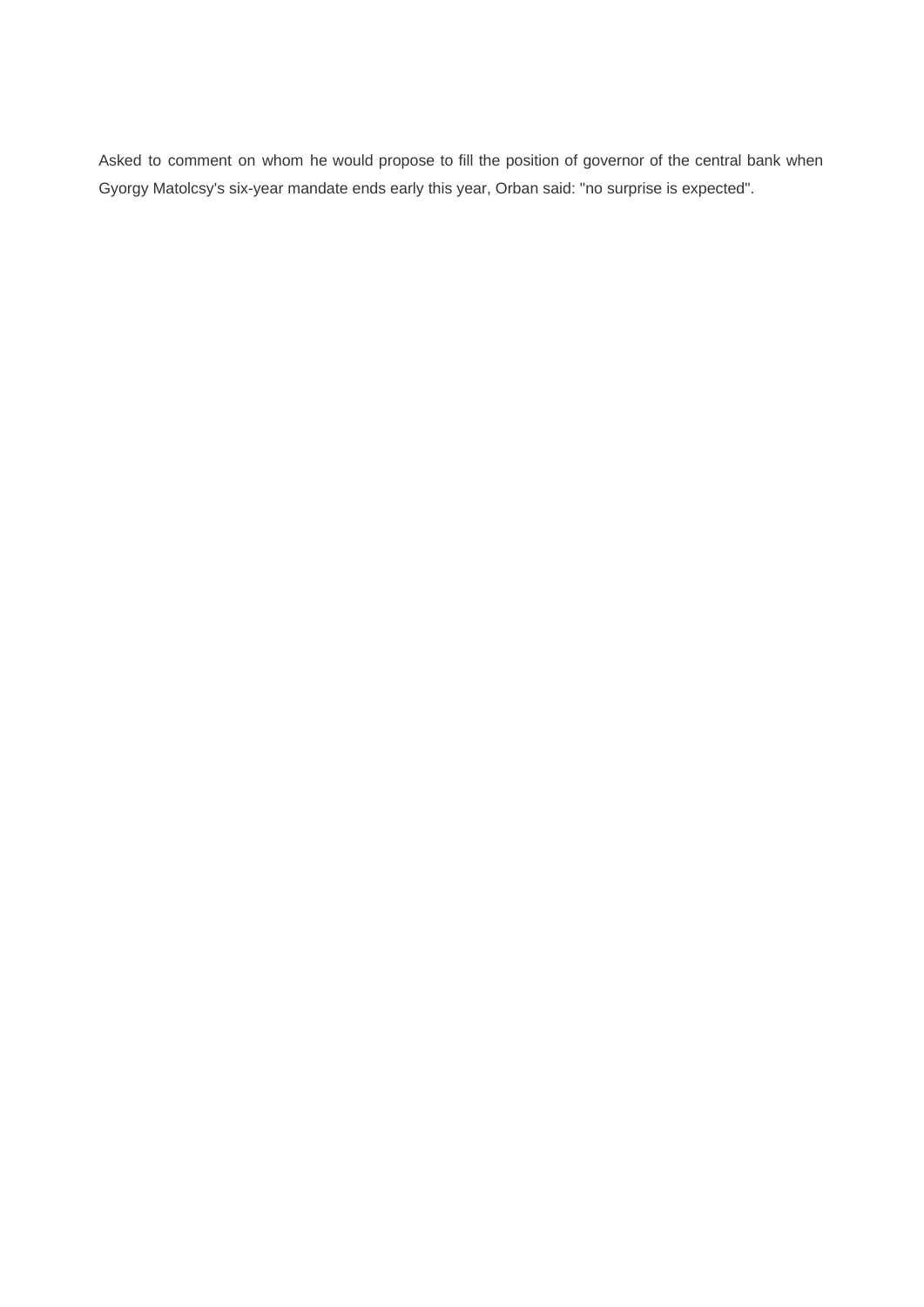Asked to comment on whom he would propose to fill the position of governor of the central bank when Gyorgy Matolcsy's six-year mandate ends early this year, Orban said: "no surprise is expected".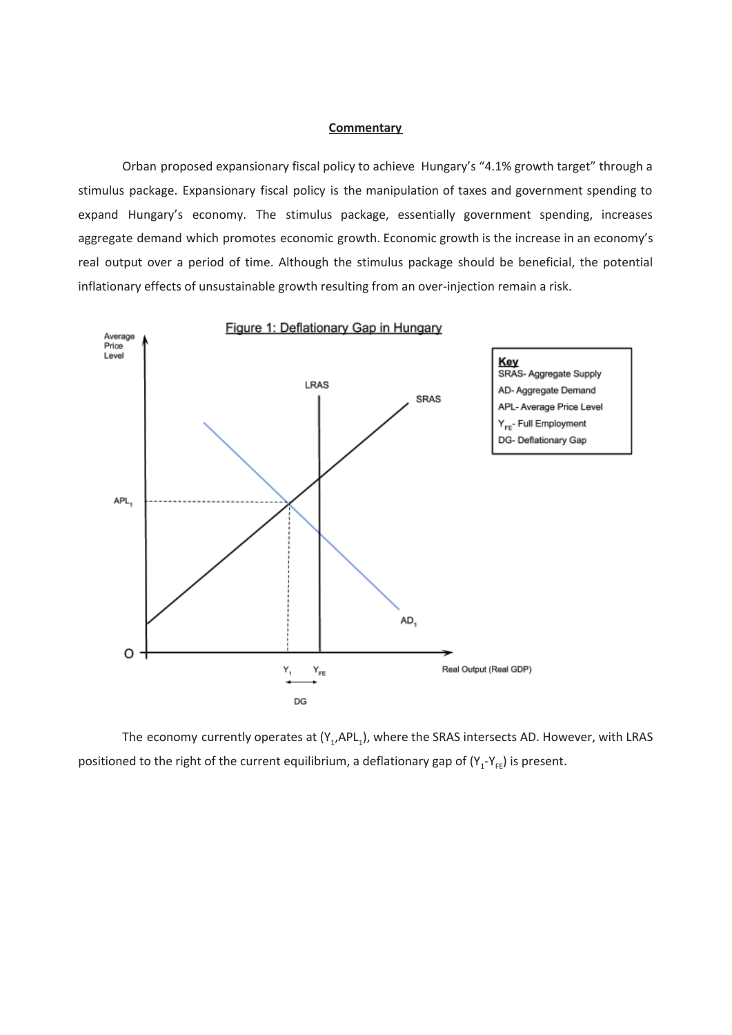**Commentary**

Orban proposed expansionary fiscal policy to achieve Hungary's "4.1% growth target" through a stimulus package. Expansionary fiscal policy is the manipulation of taxes and government spending to expand Hungary's economy. The stimulus package, essentially government spending, increases aggregate demand which promotes economic growth. Economic growth is the increase in an economy's real output over a period of time. Although the stimulus package should be beneficial, the potential inflationary effects of unsustainable growth resulting from an over-injection remain a risk.

Figure 1: Deflationary Gap in Hungary

Key
SRAS- Aggregate Supply
AD- Aggregate Demand
APL- Average Price Level
$Y_{FE}$- Full Employment
DG- Deflationary Gap

The economy currently operates at ($Y_1$,$APL_1$), where the SRAS intersects AD. However, with LRAS positioned to the right of the current equilibrium, a deflationary gap of ($Y_1$-$Y_{FE}$) is present.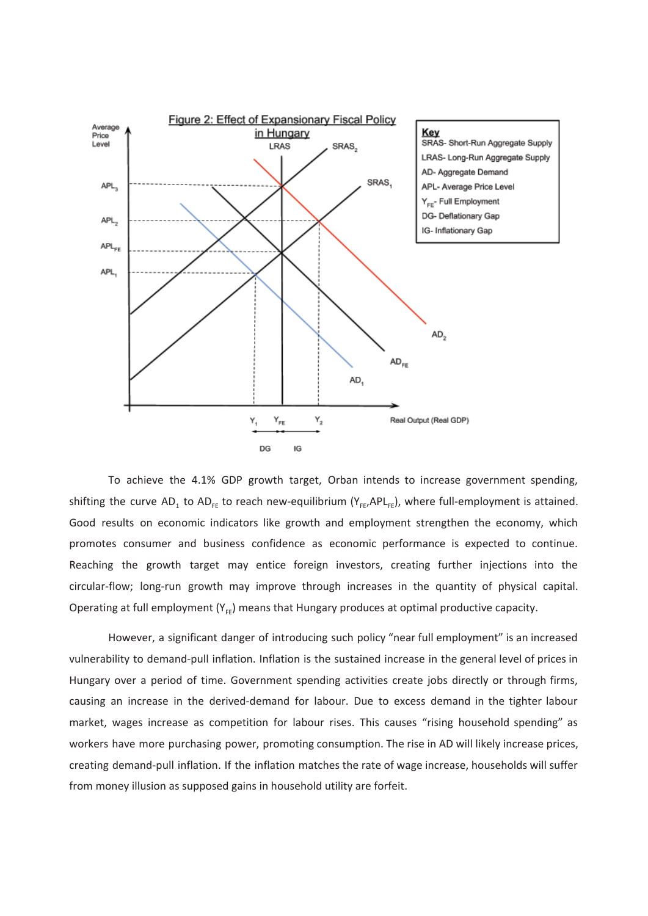**Figure 2: Effect of Expansionary Fiscal Policy in Hungary**

Average Price Level

LRAS

$SRAS_2$

$SRAS_1$

$APL_3$

$APL_2$

$APL_{FE}$

$APL_1$

$AD_2$

$AD_{FE}$

$AD_1$

$Y_1$ $Y_{FE}$ $Y_2$

Real Output (Real GDP)

DG IG

**Key**

SRAS- Short-Run Aggregate Supply

LRAS- Long-Run Aggregate Supply

AD- Aggregate Demand

APL- Average Price Level

$Y_{FE}$- Full Employment

DG- Deflationary Gap

IG- Inflationary Gap

To achieve the 4.1% GDP growth target, Orban intends to increase government spending, shifting the curve $AD_1$ to $AD_{FE}$ to reach new-equilibrium ($Y_{FE}$,$APL_{FE}$), where full-employment is attained. Good results on economic indicators like growth and employment strengthen the economy, which promotes consumer and business confidence as economic performance is expected to continue. Reaching the growth target may entice foreign investors, creating further injections into the circular-flow; long-run growth may improve through increases in the quantity of physical capital. Operating at full employment ($Y_{FE}$) means that Hungary produces at optimal productive capacity.

However, a significant danger of introducing such policy "near full employment" is an increased vulnerability to demand-pull inflation. Inflation is the sustained increase in the general level of prices in Hungary over a period of time. Government spending activities create jobs directly or through firms, causing an increase in the derived-demand for labour. Due to excess demand in the tighter labour market, wages increase as competition for labour rises. This causes "rising household spending" as workers have more purchasing power, promoting consumption. The rise in AD will likely increase prices, creating demand-pull inflation. If the inflation matches the rate of wage increase, households will suffer from money illusion as supposed gains in household utility are forfeit.